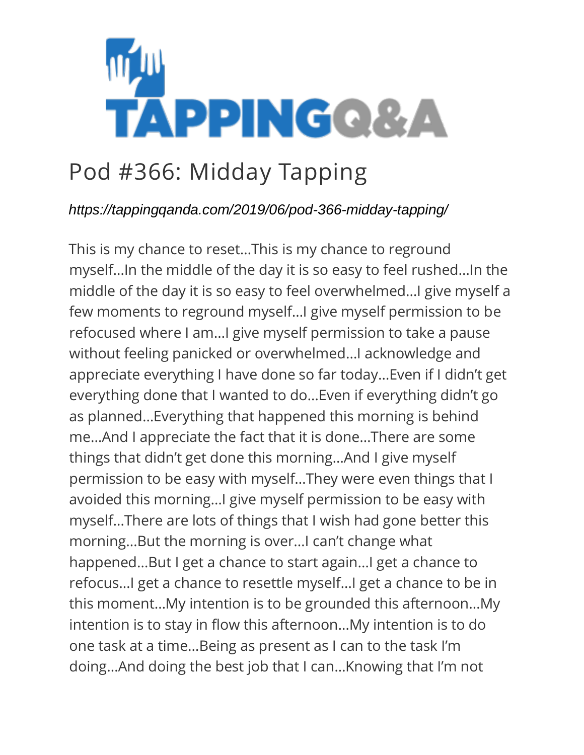TAPPINGQ&A

# Pod #366: Midday Tapping

*https://tappingqanda.com/2019/06/pod-366-midday-tapping/*

This is my chance to reset…This is my chance to reground myself…In the middle of the day it is so easy to feel rushed…In the middle of the day it is so easy to feel overwhelmed…I give myself a few moments to reground myself…I give myself permission to be refocused where I am…I give myself permission to take a pause without feeling panicked or overwhelmed…I acknowledge and appreciate everything I have done so far today…Even if I didn't get everything done that I wanted to do…Even if everything didn't go as planned…Everything that happened this morning is behind me…And I appreciate the fact that it is done…There are some things that didn't get done this morning…And I give myself permission to be easy with myself…They were even things that I avoided this morning…I give myself permission to be easy with myself…There are lots of things that I wish had gone better this morning…But the morning is over…I can't change what happened…But I get a chance to start again…I get a chance to refocus…I get a chance to resettle myself…I get a chance to be in this moment…My intention is to be grounded this afternoon…My intention is to stay in flow this afternoon…My intention is to do one task at a time…Being as present as I can to the task I'm doing…And doing the best job that I can…Knowing that I'm not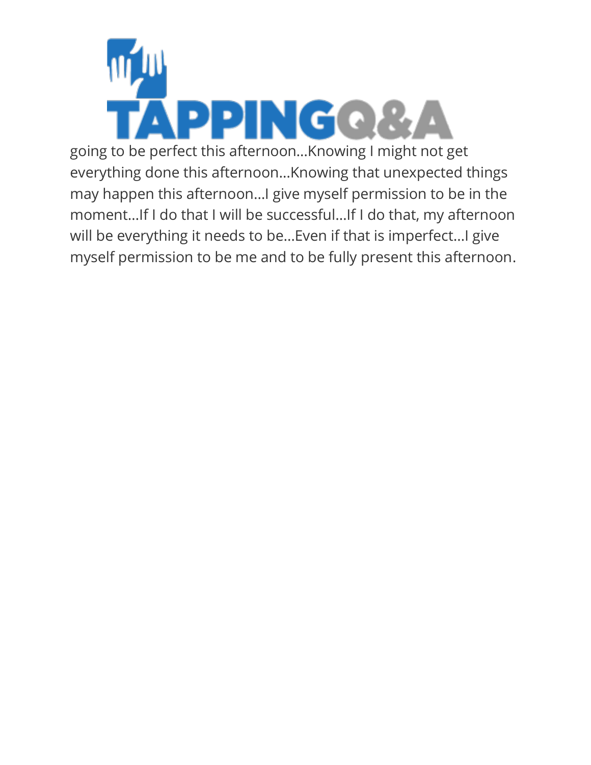going to be perfect this afternoon…Knowing I might not get everything done this afternoon…Knowing that unexpected things may happen this afternoon…I give myself permission to be in the moment…If I do that I will be successful…If I do that, my afternoon will be everything it needs to be…Even if that is imperfect…I give myself permission to be me and to be fully present this afternoon.